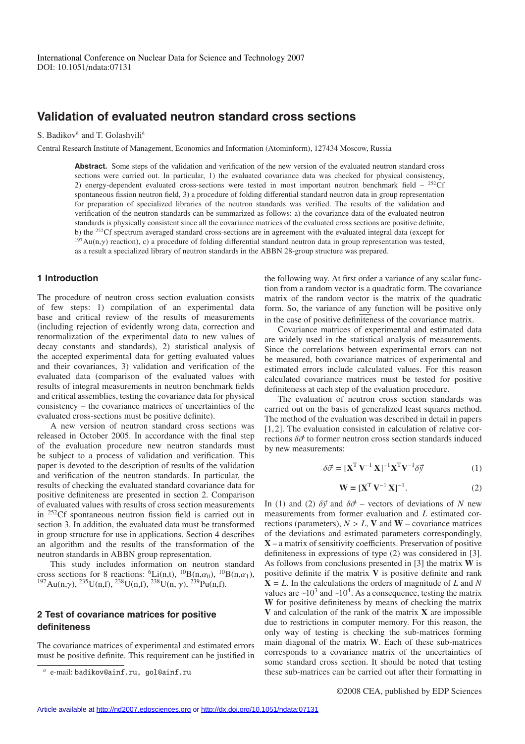International Conference on Nuclear Data for Science and Technology 2007
DOI: 10.1051/ndata:07131

# Validation of evaluated neutron standard cross sections

S. Badikov[a] and T. Golashvili[a]

Central Research Institute of Management, Economics and Information (Atominform), 127434 Moscow, Russia

**Abstract.** Some steps of the validation and verification of the new version of the evaluated neutron standard cross sections were carried out. In particular, 1) the evaluated covariance data was checked for physical consistency, 2) energy-dependent evaluated cross-sections were tested in most important neutron benchmark field – $^{252}$Cf spontaneous fission neutron field, 3) a procedure of folding differential standard neutron data in group representation for preparation of specialized libraries of the neutron standards was verified. The results of the validation and verification of the neutron standards can be summarized as follows: a) the covariance data of the evaluated neutron standards is physically consistent since all the covariance matrices of the evaluated cross sections are positive definite, b) the $^{252}$Cf spectrum averaged standard cross-sections are in agreement with the evaluated integral data (except for $^{197}$Au(n,$\gamma$) reaction), c) a procedure of folding differential standard neutron data in group representation was tested, as a result a specialized library of neutron standards in the ABBN 28-group structure was prepared.

## 1 Introduction

The procedure of neutron cross section evaluation consists of few steps: 1) compilation of an experimental data base and critical review of the results of measurements (including rejection of evidently wrong data, correction and renormalization of the experimental data to new values of decay constants and standards), 2) statistical analysis of the accepted experimental data for getting evaluated values and their covariances, 3) validation and verification of the evaluated data (comparison of the evaluated values with results of integral measurements in neutron benchmark fields and critical assemblies, testing the covariance data for physical consistency – the covariance matrices of uncertainties of the evaluated cross-sections must be positive definite).

A new version of neutron standard cross sections was released in October 2005. In accordance with the final step of the evaluation procedure new neutron standards must be subject to a process of validation and verification. This paper is devoted to the description of results of the validation and verification of the neutron standards. In particular, the results of checking the evaluated standard covariance data for positive definiteness are presented in section 2. Comparison of evaluated values with results of cross section measurements in $^{252}$Cf spontaneous neutron fission field is carried out in section 3. In addition, the evaluated data must be transformed in group structure for use in applications. Section 4 describes an algorithm and the results of the transformation of the neutron standards in ABBN group representation.

This study includes information on neutron standard cross sections for 8 reactions: $^{6}$Li(n,t), $^{10}$B(n,$\alpha_0$), $^{10}$B(n,$\alpha_1$), $^{197}$Au(n,$\gamma$), $^{235}$U(n,f), $^{238}$U(n,f), $^{238}$U(n, $\gamma$), $^{239}$Pu(n,f).

## 2 Test of covariance matrices for positive definiteness

The covariance matrices of experimental and estimated errors must be positive definite. This requirement can be justified in the following way. At first order a variance of any scalar function from a random vector is a quadratic form. The covariance matrix of the random vector is the matrix of the quadratic form. So, the variance of <u>any</u> function will be positive only in the case of positive definiteness of the covariance matrix.

Covariance matrices of experimental and estimated data are widely used in the statistical analysis of measurements. Since the correlations between experimental errors can not be measured, both covariance matrices of experimental and estimated errors include calculated values. For this reason calculated covariance matrices must be tested for positive definiteness at each step of the evaluation procedure.

The evaluation of neutron cross section standards was carried out on the basis of generalized least squares method. The method of the evaluation was described in detail in papers [1,2]. The evaluation consisted in calculation of relative corrections $\delta\vec{\sigma}$ to former neutron cross section standards induced by new measurements:

$$\delta\vec{\sigma} = [\mathbf{X}^{\mathrm{T}}\,\mathbf{V}^{-1}\,\mathbf{X}]^{-1}\mathbf{X}^{\mathrm{T}}\mathbf{V}^{-1}\delta\vec{y} \tag{1}$$

$$\mathbf{W} = [\mathbf{X}^{\mathrm{T}}\,\mathbf{V}^{-1}\,\mathbf{X}]^{-1}. \tag{2}$$

In (1) and (2) $\delta\vec{y}$ and $\delta\vec{\sigma}$ – vectors of deviations of $N$ new measurements from former evaluation and $L$ estimated corrections (parameters), $N > L$, $\mathbf{V}$ and $\mathbf{W}$ – covariance matrices of the deviations and estimated parameters correspondingly, $\mathbf{X}$ – a matrix of sensitivity coefficients. Preservation of positive definiteness in expressions of type (2) was considered in [3]. As follows from conclusions presented in [3] the matrix $\mathbf{W}$ is positive definite if the matrix $\mathbf{V}$ is positive definite and rank $\mathbf{X} = L$. In the calculations the orders of magnitude of $L$ and $N$ values are $\sim 10^3$ and $\sim 10^4$. As a consequence, testing the matrix $\mathbf{W}$ for positive definiteness by means of checking the matrix $\mathbf{V}$ and calculation of the rank of the matrix $\mathbf{X}$ are impossible due to restrictions in computer memory. For this reason, the only way of testing is checking the sub-matrices forming main diagonal of the matrix $\mathbf{W}$. Each of these sub-matrices corresponds to a covariance matrix of the uncertainties of some standard cross section. It should be noted that testing these sub-matrices can be carried out after their formatting in

[a] e-mail: badikov@ainf.ru, gol@ainf.ru

©2008 CEA, published by EDP Sciences

Article available at http://nd2007.edpsciences.org or http://dx.doi.org/10.1051/ndata:07131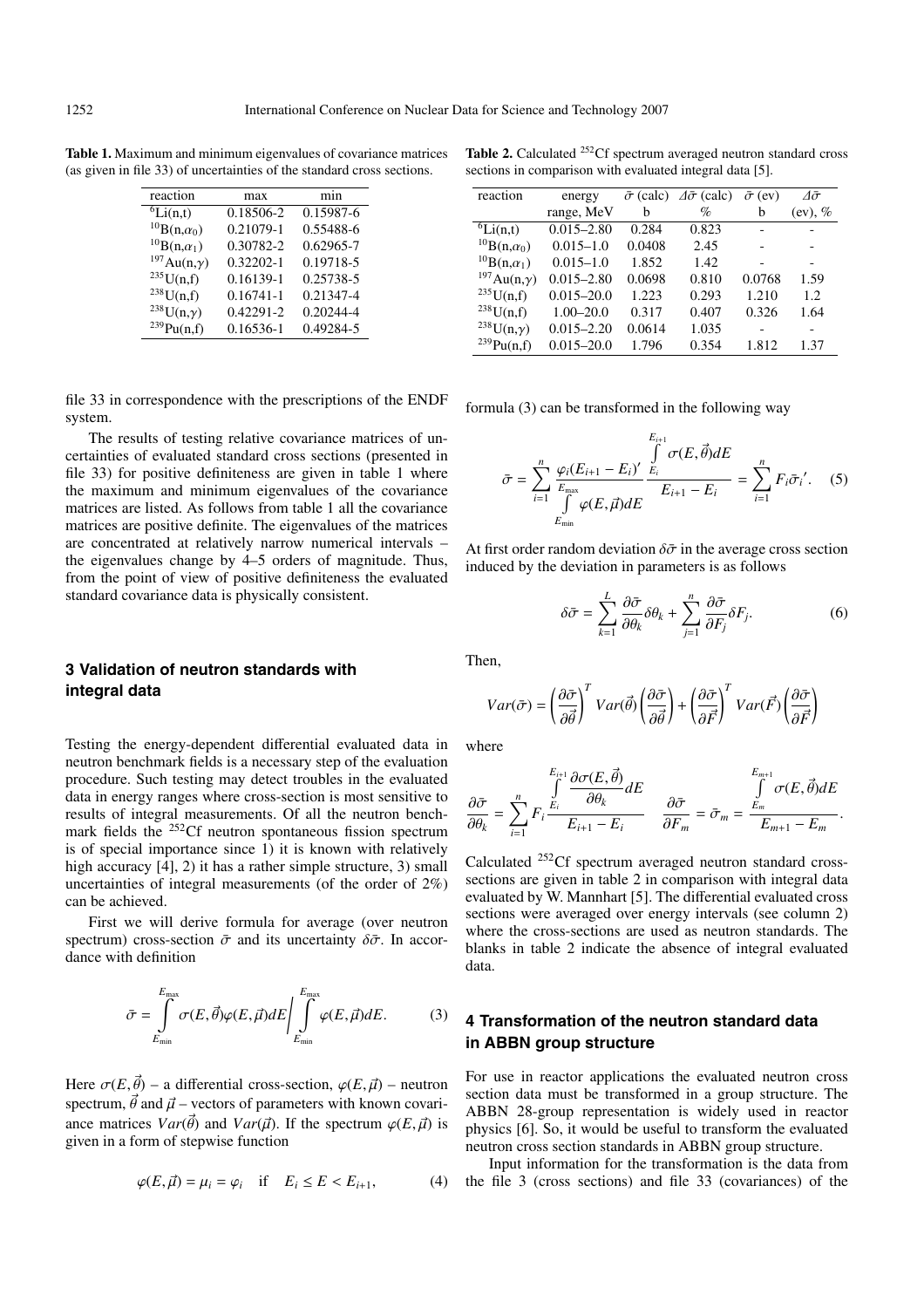**Table 1.** Maximum and minimum eigenvalues of covariance matrices (as given in file 33) of uncertainties of the standard cross sections.

| reaction | max | min |
|---|---|---|
| $^{6}$Li(n,t) | 0.18506-2 | 0.15987-6 |
| $^{10}$B(n,$\alpha_0$) | 0.21079-1 | 0.55488-6 |
| $^{10}$B(n,$\alpha_1$) | 0.30782-2 | 0.62965-7 |
| $^{197}$Au(n,$\gamma$) | 0.32202-1 | 0.19718-5 |
| $^{235}$U(n,f) | 0.16139-1 | 0.25738-5 |
| $^{238}$U(n,f) | 0.16741-1 | 0.21347-4 |
| $^{238}$U(n,$\gamma$) | 0.42291-2 | 0.20244-4 |
| $^{239}$Pu(n,f) | 0.16536-1 | 0.49284-5 |

file 33 in correspondence with the prescriptions of the ENDF system.

The results of testing relative covariance matrices of uncertainties of evaluated standard cross sections (presented in file 33) for positive definiteness are given in table 1 where the maximum and minimum eigenvalues of the covariance matrices are listed. As follows from table 1 all the covariance matrices are positive definite. The eigenvalues of the matrices are concentrated at relatively narrow numerical intervals – the eigenvalues change by 4–5 orders of magnitude. Thus, from the point of view of positive definiteness the evaluated standard covariance data is physically consistent.

## 3 Validation of neutron standards with integral data

Testing the energy-dependent differential evaluated data in neutron benchmark fields is a necessary step of the evaluation procedure. Such testing may detect troubles in the evaluated data in energy ranges where cross-section is most sensitive to results of integral measurements. Of all the neutron benchmark fields the $^{252}$Cf neutron spontaneous fission spectrum is of special importance since 1) it is known with relatively high accuracy [4], 2) it has a rather simple structure, 3) small uncertainties of integral measurements (of the order of 2%) can be achieved.

First we will derive formula for average (over neutron spectrum) cross-section $\bar{\sigma}$ and its uncertainty $\delta\bar{\sigma}$. In accordance with definition

$$\bar{\sigma} = \int_{E_{\min}}^{E_{\max}} \sigma(E,\vec{\theta})\varphi(E,\vec{\mu})dE \Bigg/ \int_{E_{\min}}^{E_{\max}} \varphi(E,\vec{\mu})dE. \qquad (3)$$

Here $\sigma(E,\vec{\theta})$ – a differential cross-section, $\varphi(E,\vec{\mu})$ – neutron spectrum, $\vec{\theta}$ and $\vec{\mu}$ – vectors of parameters with known covariance matrices $Var(\vec{\theta})$ and $Var(\vec{\mu})$. If the spectrum $\varphi(E,\vec{\mu})$ is given in a form of stepwise function

$$\varphi(E,\vec{\mu}) = \mu_i = \varphi_i \quad \text{if} \quad E_i \le E < E_{i+1}, \qquad (4)$$

**Table 2.** Calculated $^{252}$Cf spectrum averaged neutron standard cross sections in comparison with evaluated integral data [5].

| reaction | energy range, MeV | $\bar{\sigma}$ (calc) b | $\Delta\bar{\sigma}$ (calc) % | $\bar{\sigma}$ (ev) b | $\Delta\bar{\sigma}$ (ev), % |
|---|---|---|---|---|---|
| $^{6}$Li(n,t) | 0.015–2.80 | 0.284 | 0.823 | - | - |
| $^{10}$B(n,$\alpha_0$) | 0.015–1.0 | 0.0408 | 2.45 | - | - |
| $^{10}$B(n,$\alpha_1$) | 0.015–1.0 | 1.852 | 1.42 | - | - |
| $^{197}$Au(n,$\gamma$) | 0.015–2.80 | 0.0698 | 0.810 | 0.0768 | 1.59 |
| $^{235}$U(n,f) | 0.015–20.0 | 1.223 | 0.293 | 1.210 | 1.2 |
| $^{238}$U(n,f) | 1.00–20.0 | 0.317 | 0.407 | 0.326 | 1.64 |
| $^{238}$U(n,$\gamma$) | 0.015–2.20 | 0.0614 | 1.035 | - | - |
| $^{239}$Pu(n,f) | 0.015–20.0 | 1.796 | 0.354 | 1.812 | 1.37 |

formula (3) can be transformed in the following way

$$\bar{\sigma} = \sum_{i=1}^{n} \frac{\varphi_i (E_{i+1}-E_i)'}{\int_{E_{\min}}^{E_{\max}} \varphi(E,\vec{\mu})dE} \frac{\int_{E_i}^{E_{i+1}} \sigma(E,\vec{\theta})dE}{E_{i+1}-E_i} = \sum_{i=1}^{n} F_i \bar{\sigma}_i{}'. \qquad (5)$$

At first order random deviation $\delta\bar{\sigma}$ in the average cross section induced by the deviation in parameters is as follows

$$\delta\bar{\sigma} = \sum_{k=1}^{L} \frac{\partial\bar{\sigma}}{\partial\theta_k}\delta\theta_k + \sum_{j=1}^{n} \frac{\partial\bar{\sigma}}{\partial F_j}\delta F_j. \qquad (6)$$

Then,

$$Var(\bar{\sigma}) = \left(\frac{\partial\bar{\sigma}}{\partial\vec{\theta}}\right)^T Var(\vec{\theta}) \left(\frac{\partial\bar{\sigma}}{\partial\vec{\theta}}\right) + \left(\frac{\partial\bar{\sigma}}{\partial\vec{F}}\right)^T Var(\vec{F}) \left(\frac{\partial\bar{\sigma}}{\partial\vec{F}}\right)$$

where

$$\frac{\partial\bar{\sigma}}{\partial\theta_k} = \sum_{i=1}^{n} F_i \frac{\int_{E_i}^{E_{i+1}} \frac{\partial\sigma(E,\vec{\theta})}{\partial\theta_k}dE}{E_{i+1}-E_i} \qquad \frac{\partial\bar{\sigma}}{\partial F_m} = \bar{\sigma}_m = \frac{\int_{E_m}^{E_{m+1}} \sigma(E,\vec{\theta})dE}{E_{m+1}-E_m}.$$

Calculated $^{252}$Cf spectrum averaged neutron standard cross-sections are given in table 2 in comparison with integral data evaluated by W. Mannhart [5]. The differential evaluated cross sections were averaged over energy intervals (see column 2) where the cross-sections are used as neutron standards. The blanks in table 2 indicate the absence of integral evaluated data.

## 4 Transformation of the neutron standard data in ABBN group structure

For use in reactor applications the evaluated neutron cross section data must be transformed in a group structure. The ABBN 28-group representation is widely used in reactor physics [6]. So, it would be useful to transform the evaluated neutron cross section standards in ABBN group structure.

Input information for the transformation is the data from the file 3 (cross sections) and file 33 (covariances) of the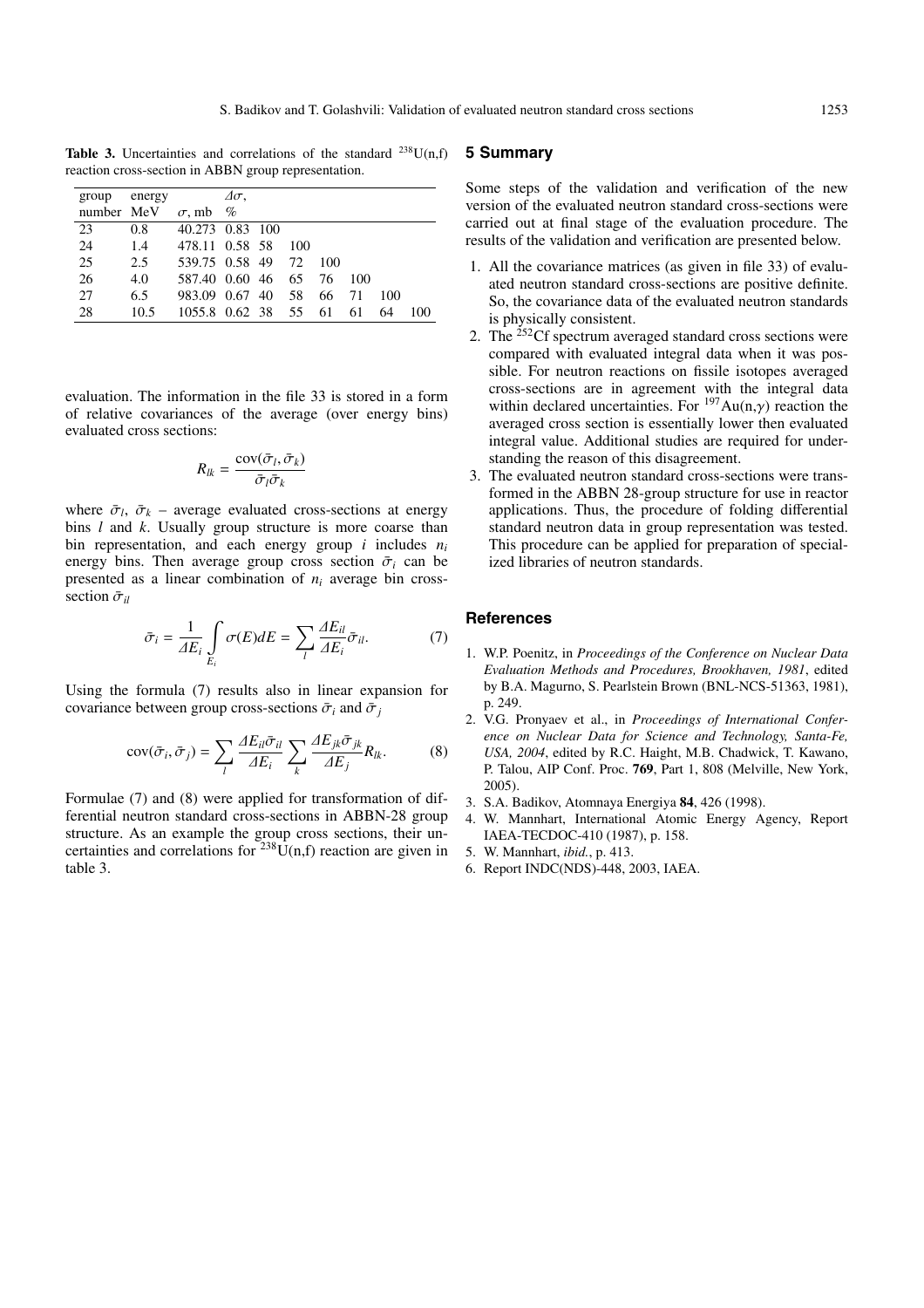**Table 3.** Uncertainties and correlations of the standard $^{238}$U(n,f) reaction cross-section in ABBN group representation.

| group number | energy MeV | $\sigma$, mb | $\Delta\sigma$, % | | | | | |
|---|---|---|---|---|---|---|---|---|
| 23 | 0.8 | 40.273 | 0.83 | 100 | | | | |
| 24 | 1.4 | 478.11 | 0.58 | 58 | 100 | | | |
| 25 | 2.5 | 539.75 | 0.58 | 49 | 72 | 100 | | |
| 26 | 4.0 | 587.40 | 0.60 | 46 | 65 | 76 | 100 | |
| 27 | 6.5 | 983.09 | 0.67 | 40 | 58 | 66 | 71 | 100 |
| 28 | 10.5 | 1055.8 | 0.62 | 38 | 55 | 61 | 61 | 64 | 100 |

evaluation. The information in the file 33 is stored in a form of relative covariances of the average (over energy bins) evaluated cross sections:

$$R_{lk} = \frac{\mathrm{cov}(\bar{\sigma}_l, \bar{\sigma}_k)}{\bar{\sigma}_l \bar{\sigma}_k}$$

where $\bar{\sigma}_l$, $\bar{\sigma}_k$ – average evaluated cross-sections at energy bins $l$ and $k$. Usually group structure is more coarse than bin representation, and each energy group $i$ includes $n_i$ energy bins. Then average group cross section $\bar{\sigma}_i$ can be presented as a linear combination of $n_i$ average bin cross-section $\bar{\sigma}_{il}$

$$\bar{\sigma}_i = \frac{1}{\Delta E_i} \int\limits_{E_i} \sigma(E) dE = \sum_l \frac{\Delta E_{il}}{\Delta E_i} \bar{\sigma}_{il}. \tag{7}$$

Using the formula (7) results also in linear expansion for covariance between group cross-sections $\bar{\sigma}_i$ and $\bar{\sigma}_j$

$$\mathrm{cov}(\bar{\sigma}_i, \bar{\sigma}_j) = \sum_l \frac{\Delta E_{il} \bar{\sigma}_{il}}{\Delta E_i} \sum_k \frac{\Delta E_{jk} \bar{\sigma}_{jk}}{\Delta E_j} R_{lk}. \tag{8}$$

Formulae (7) and (8) were applied for transformation of differential neutron standard cross-sections in ABBN-28 group structure. As an example the group cross sections, their uncertainties and correlations for $^{238}$U(n,f) reaction are given in table 3.

## 5 Summary

Some steps of the validation and verification of the new version of the evaluated neutron standard cross-sections were carried out at final stage of the evaluation procedure. The results of the validation and verification are presented below.

1. All the covariance matrices (as given in file 33) of evaluated neutron standard cross-sections are positive definite. So, the covariance data of the evaluated neutron standards is physically consistent.
2. The $^{252}$Cf spectrum averaged standard cross sections were compared with evaluated integral data when it was possible. For neutron reactions on fissile isotopes averaged cross-sections are in agreement with the integral data within declared uncertainties. For $^{197}$Au(n,$\gamma$) reaction the averaged cross section is essentially lower then evaluated integral value. Additional studies are required for understanding the reason of this disagreement.
3. The evaluated neutron standard cross-sections were transformed in the ABBN 28-group structure for use in reactor applications. Thus, the procedure of folding differential standard neutron data in group representation was tested. This procedure can be applied for preparation of specialized libraries of neutron standards.

## References

1. W.P. Poenitz, in *Proceedings of the Conference on Nuclear Data Evaluation Methods and Procedures, Brookhaven, 1981*, edited by B.A. Magurno, S. Pearlstein Brown (BNL-NCS-51363, 1981), p. 249.
2. V.G. Pronyaev et al., in *Proceedings of International Conference on Nuclear Data for Science and Technology, Santa-Fe, USA, 2004*, edited by R.C. Haight, M.B. Chadwick, T. Kawano, P. Talou, AIP Conf. Proc. **769**, Part 1, 808 (Melville, New York, 2005).
3. S.A. Badikov, Atomnaya Energiya **84**, 426 (1998).
4. W. Mannhart, International Atomic Energy Agency, Report IAEA-TECDOC-410 (1987), p. 158.
5. W. Mannhart, *ibid.*, p. 413.
6. Report INDC(NDS)-448, 2003, IAEA.